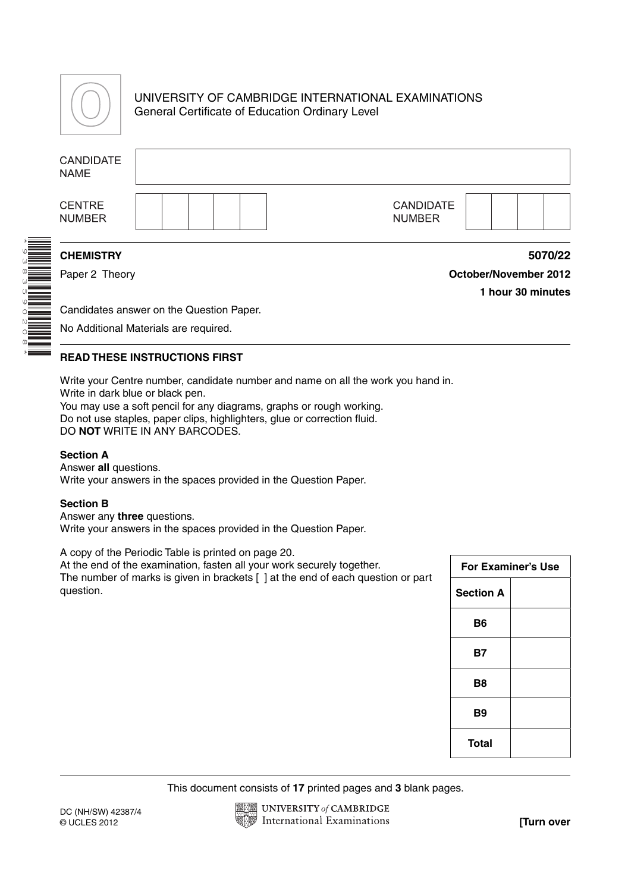UNIVERSITY OF CAMBRIDGE INTERNATIONAL EXAMINATIONS
General Certificate of Education Ordinary Level

| CANDIDATE NAME | |
|---|---|

| CENTRE NUMBER | | | | | | CANDIDATE NUMBER | | | | |
|---|---|---|---|---|---|---|---|---|---|---|

**CHEMISTRY** **5070/22**

Paper 2 Theory **October/November 2012**

**1 hour 30 minutes**

Candidates answer on the Question Paper.

No Additional Materials are required.

**READ THESE INSTRUCTIONS FIRST**

Write your Centre number, candidate number and name on all the work you hand in.
Write in dark blue or black pen.
You may use a soft pencil for any diagrams, graphs or rough working.
Do not use staples, paper clips, highlighters, glue or correction fluid.
DO **NOT** WRITE IN ANY BARCODES.

**Section A**
Answer **all** questions.
Write your answers in the spaces provided in the Question Paper.

**Section B**
Answer any **three** questions.
Write your answers in the spaces provided in the Question Paper.

A copy of the Periodic Table is printed on page 20.
At the end of the examination, fasten all your work securely together.
The number of marks is given in brackets [ ] at the end of each question or part question.

| For Examiner's Use | |
|---|---|
| **Section A** | |
| **B6** | |
| **B7** | |
| **B8** | |
| **B9** | |
| **Total** | |

This document consists of **17** printed pages and **3** blank pages.

DC (NH/SW) 42387/4
© UCLES 2012

**[Turn over**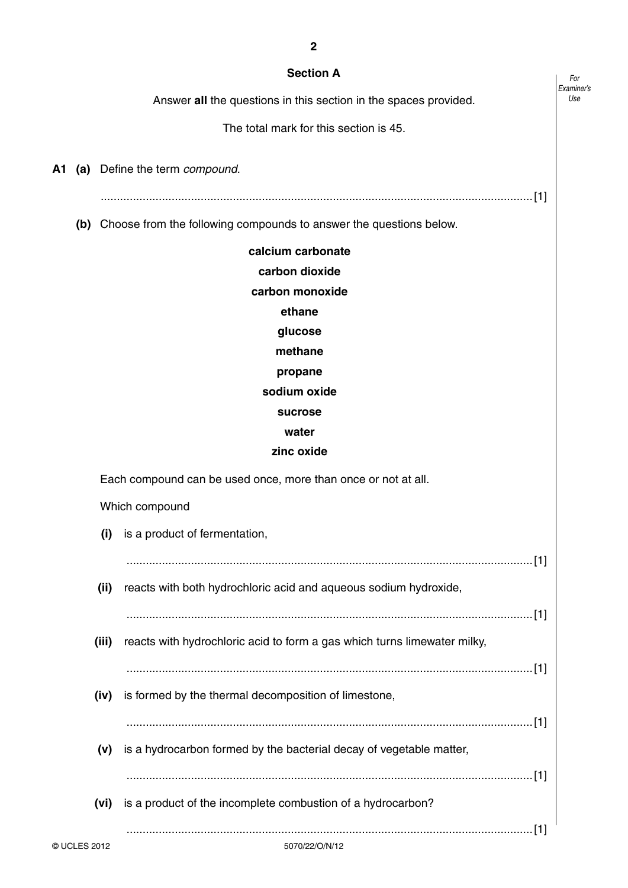## Section A

Answer **all** the questions in this section in the spaces provided.

The total mark for this section is 45.

**A1 (a)** Define the term *compound*.

.......................................................................................................................................[1]

**(b)** Choose from the following compounds to answer the questions below.

**calcium carbonate**
**carbon dioxide**
**carbon monoxide**
**ethane**
**glucose**
**methane**
**propane**
**sodium oxide**
**sucrose**
**water**
**zinc oxide**

Each compound can be used once, more than once or not at all.

Which compound

**(i)** is a product of fermentation,

.......................................................................................................................................[1]

**(ii)** reacts with both hydrochloric acid and aqueous sodium hydroxide,

.......................................................................................................................................[1]

**(iii)** reacts with hydrochloric acid to form a gas which turns limewater milky,

.......................................................................................................................................[1]

**(iv)** is formed by the thermal decomposition of limestone,

.......................................................................................................................................[1]

**(v)** is a hydrocarbon formed by the bacterial decay of vegetable matter,

.......................................................................................................................................[1]

**(vi)** is a product of the incomplete combustion of a hydrocarbon?

.......................................................................................................................................[1]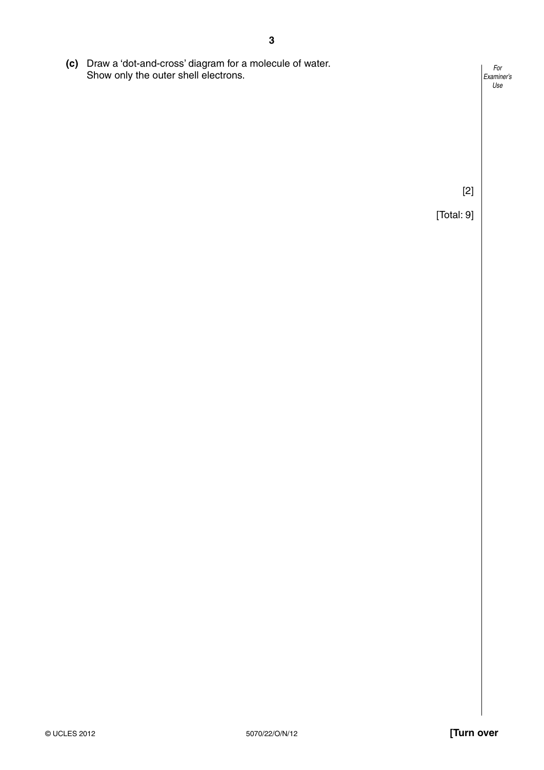**(c)** Draw a 'dot-and-cross' diagram for a molecule of water.
Show only the outer shell electrons.

[2]

[Total: 9]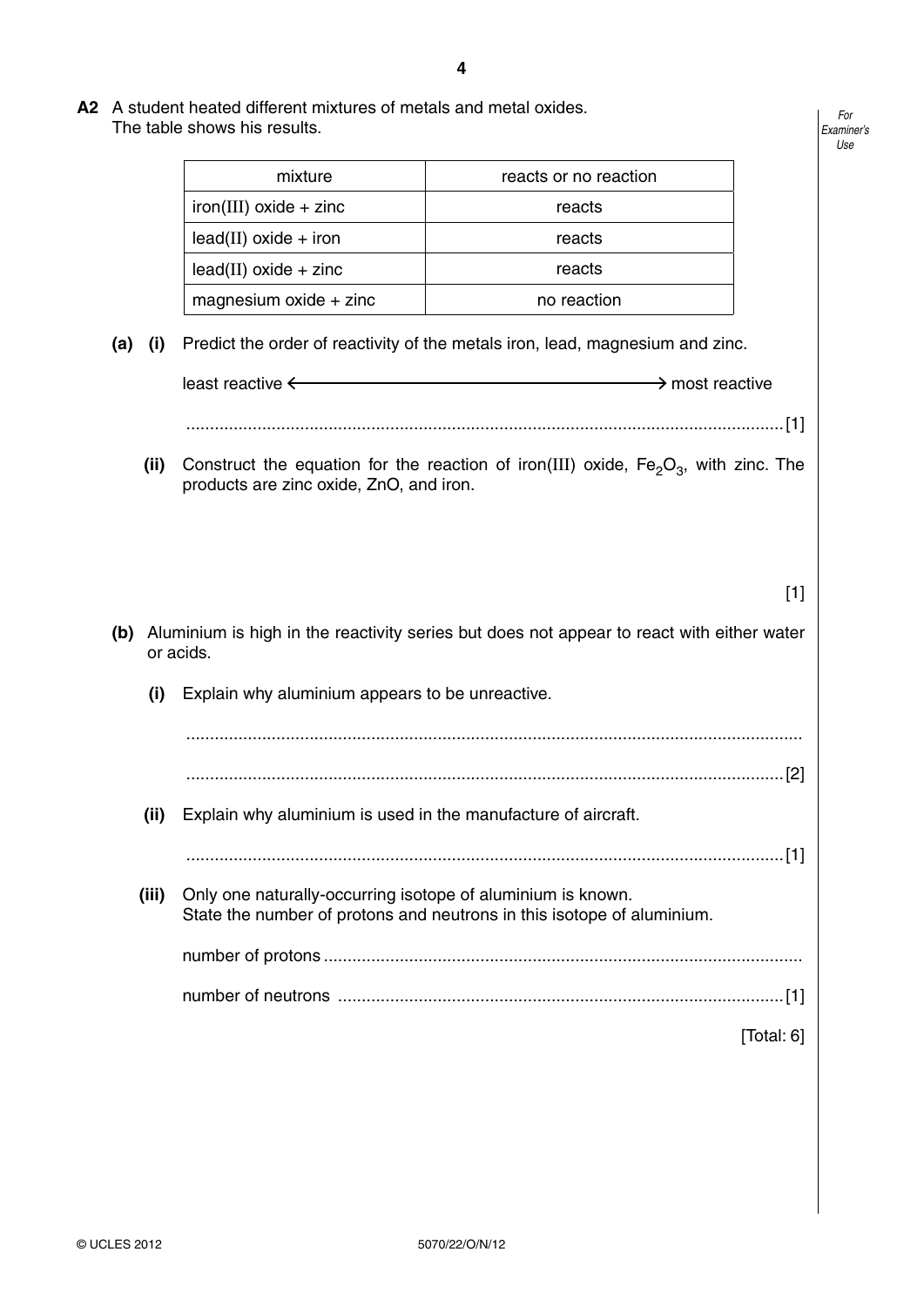**A2** A student heated different mixtures of metals and metal oxides.
The table shows his results.

| mixture | reacts or no reaction |
|---|---|
| iron(III) oxide + zinc | reacts |
| lead(II) oxide + iron | reacts |
| lead(II) oxide + zinc | reacts |
| magnesium oxide + zinc | no reaction |

**(a) (i)** Predict the order of reactivity of the metals iron, lead, magnesium and zinc.

least reactive ⟵⟶ most reactive

.............................................................................................................................. [1]

**(ii)** Construct the equation for the reaction of iron(III) oxide, $Fe_2O_3$, with zinc. The products are zinc oxide, ZnO, and iron.

[1]

**(b)** Aluminium is high in the reactivity series but does not appear to react with either water or acids.

**(i)** Explain why aluminium appears to be unreactive.

..............................................................................................................................

.............................................................................................................................. [2]

**(ii)** Explain why aluminium is used in the manufacture of aircraft.

.............................................................................................................................. [1]

**(iii)** Only one naturally-occurring isotope of aluminium is known.
State the number of protons and neutrons in this isotope of aluminium.

number of protons ..........................................................................................

number of neutrons .......................................................................................... [1]

[Total: 6]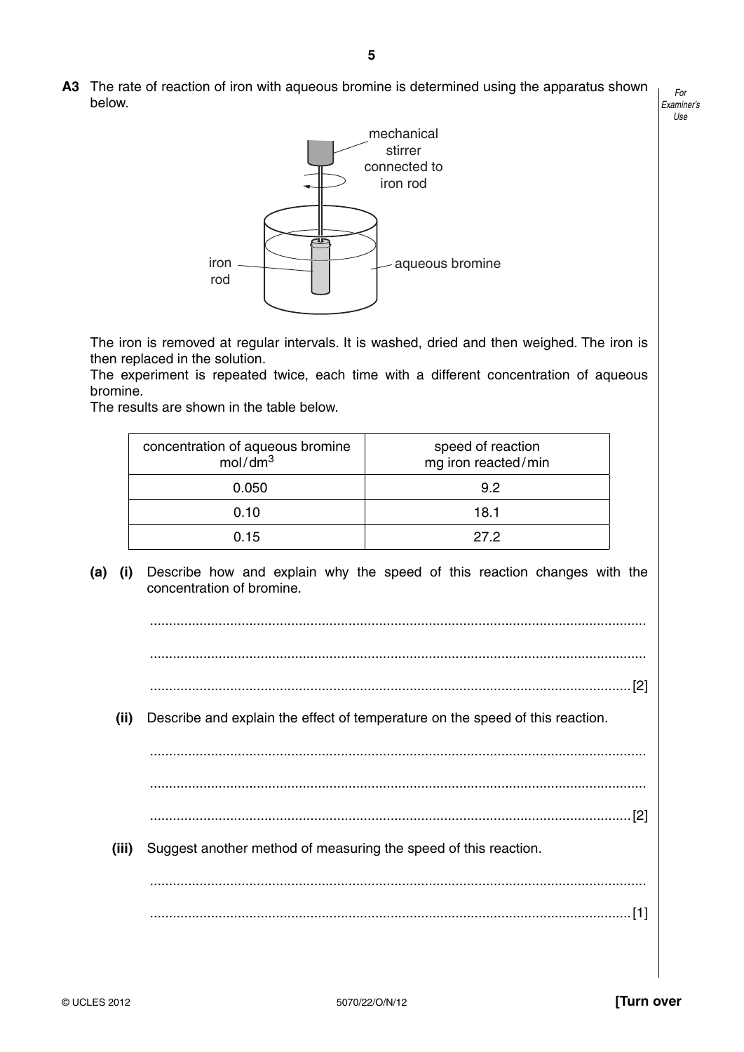**A3** The rate of reaction of iron with aqueous bromine is determined using the apparatus shown below.

mechanical stirrer connected to iron rod

iron rod

aqueous bromine

The iron is removed at regular intervals. It is washed, dried and then weighed. The iron is then replaced in the solution.
The experiment is repeated twice, each time with a different concentration of aqueous bromine.
The results are shown in the table below.

| concentration of aqueous bromine mol/$dm^3$ | speed of reaction mg iron reacted/min |
| --- | --- |
| 0.050 | 9.2 |
| 0.10 | 18.1 |
| 0.15 | 27.2 |

**(a) (i)** Describe how and explain why the speed of this reaction changes with the concentration of bromine.

..........................................................................................................................

..........................................................................................................................

.................................................................................................................... [2]

**(ii)** Describe and explain the effect of temperature on the speed of this reaction.

..........................................................................................................................

..........................................................................................................................

.................................................................................................................... [2]

**(iii)** Suggest another method of measuring the speed of this reaction.

..........................................................................................................................

.................................................................................................................... [1]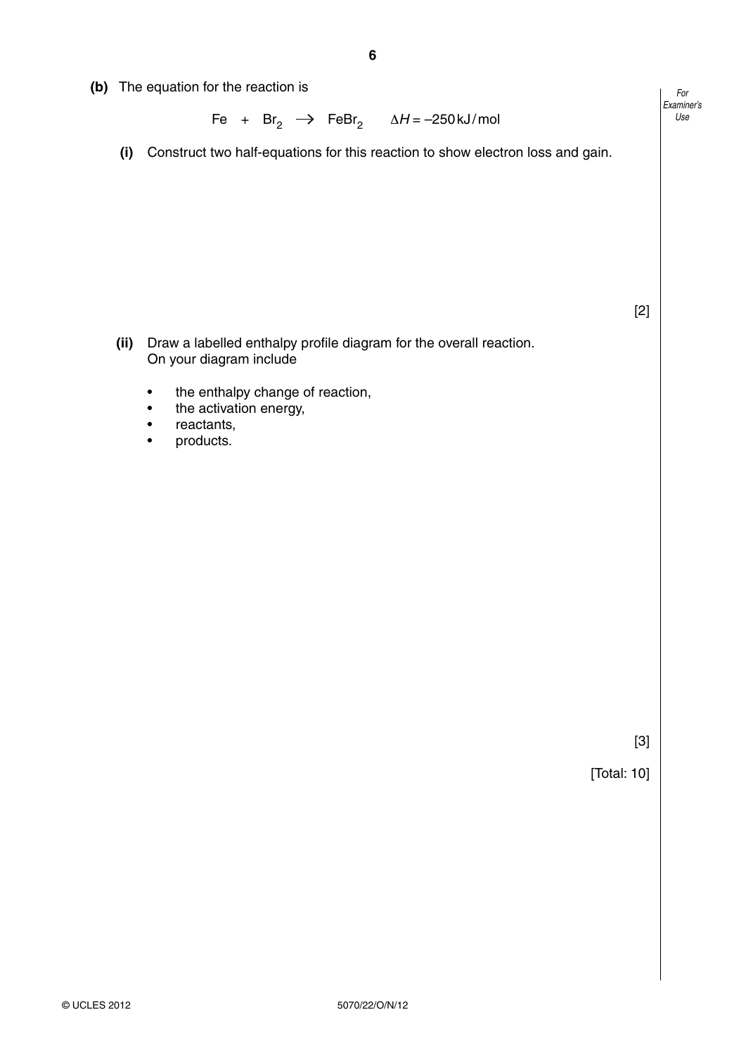**(b)** The equation for the reaction is

$$Fe + Br_2 \rightarrow FeBr_2 \qquad \Delta H = -250\,kJ/mol$$

**(i)** Construct two half-equations for this reaction to show electron loss and gain.

[2]

**(ii)** Draw a labelled enthalpy profile diagram for the overall reaction.
On your diagram include

- the enthalpy change of reaction,
- the activation energy,
- reactants,
- products.

[3]

[Total: 10]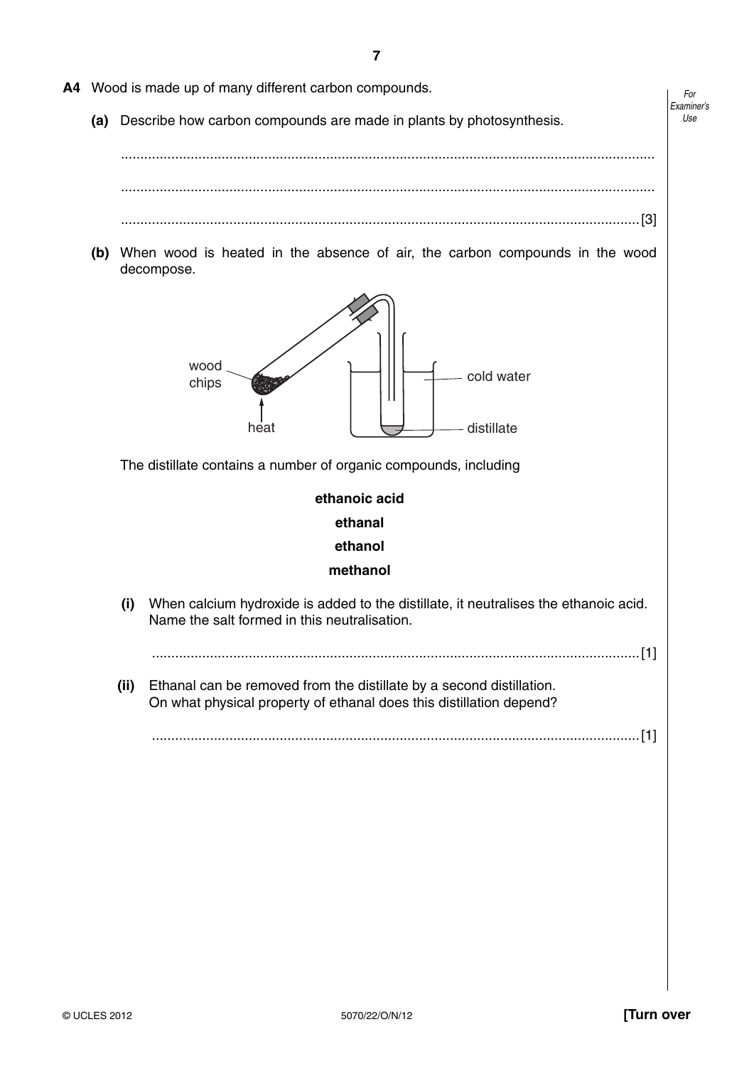**A4** Wood is made up of many different carbon compounds.

**(a)** Describe how carbon compounds are made in plants by photosynthesis.

.......................................................................................................................................

.......................................................................................................................................

.......................................................................................................................................[3]

**(b)** When wood is heated in the absence of air, the carbon compounds in the wood decompose.

wood chips

heat

cold water

distillate

The distillate contains a number of organic compounds, including

**ethanoic acid**

**ethanal**

**ethanol**

**methanol**

**(i)** When calcium hydroxide is added to the distillate, it neutralises the ethanoic acid. Name the salt formed in this neutralisation.

.......................................................................................................................................[1]

**(ii)** Ethanal can be removed from the distillate by a second distillation. On what physical property of ethanal does this distillation depend?

.......................................................................................................................................[1]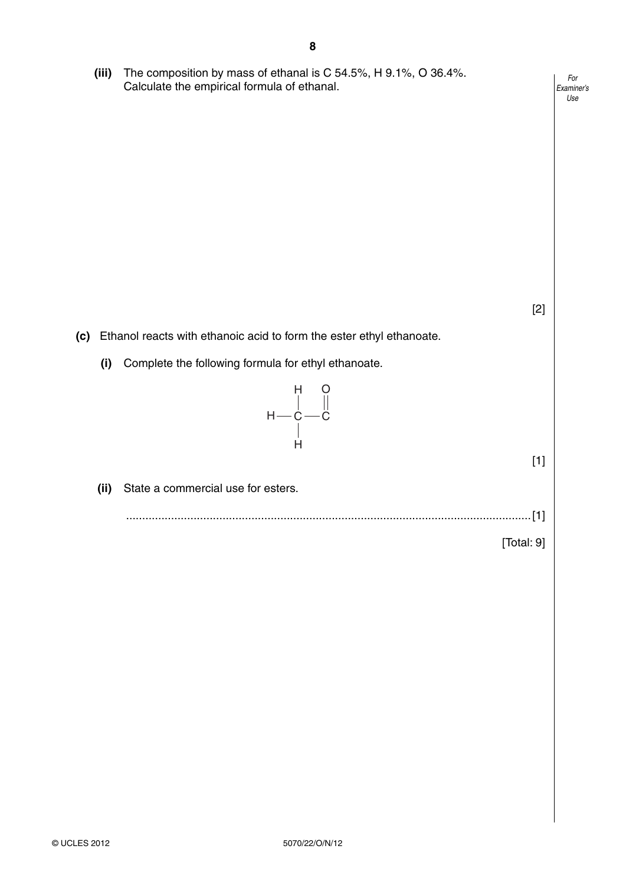**(iii)** The composition by mass of ethanal is C 54.5%, H 9.1%, O 36.4%. Calculate the empirical formula of ethanal.

[2]

**(c)** Ethanol reacts with ethanoic acid to form the ester ethyl ethanoate.

**(i)** Complete the following formula for ethyl ethanoate.

```
    H   O
    |   ||
H — C — C
    |
    H
```

[1]

**(ii)** State a commercial use for esters.

.............................................................................................................................. [1]

[Total: 9]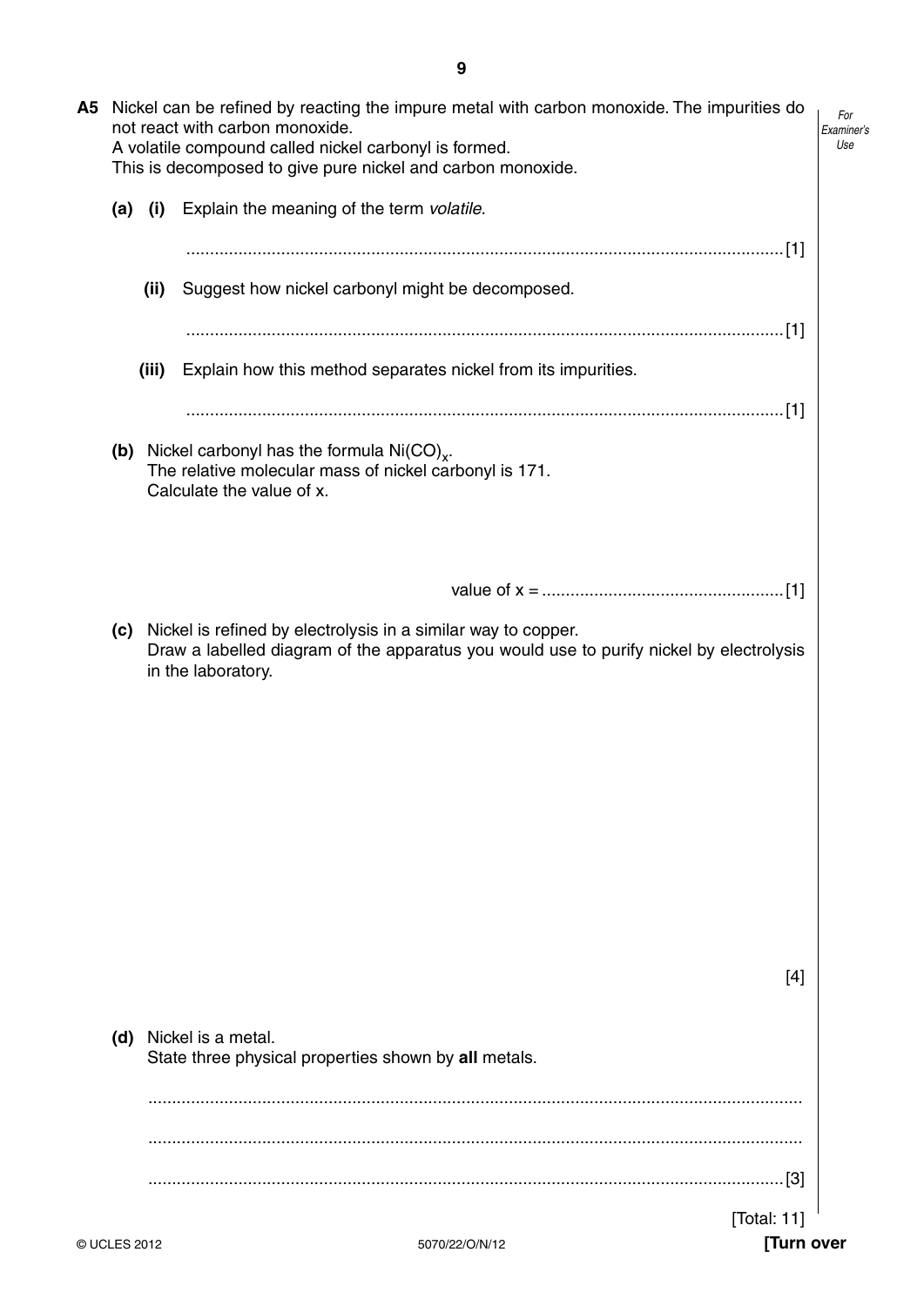**A5** Nickel can be refined by reacting the impure metal with carbon monoxide. The impurities do not react with carbon monoxide.
A volatile compound called nickel carbonyl is formed.
This is decomposed to give pure nickel and carbon monoxide.

**(a)** **(i)** Explain the meaning of the term *volatile*.

.............................................................................................................................. [1]

**(ii)** Suggest how nickel carbonyl might be decomposed.

.............................................................................................................................. [1]

**(iii)** Explain how this method separates nickel from its impurities.

.............................................................................................................................. [1]

**(b)** Nickel carbonyl has the formula $Ni(CO)_x$.
The relative molecular mass of nickel carbonyl is 171.
Calculate the value of x.

value of x = .................................................... [1]

**(c)** Nickel is refined by electrolysis in a similar way to copper.
Draw a labelled diagram of the apparatus you would use to purify nickel by electrolysis in the laboratory.

[4]

**(d)** Nickel is a metal.
State three physical properties shown by **all** metals.

..............................................................................................................................

..............................................................................................................................

.............................................................................................................................. [3]

[Total: 11]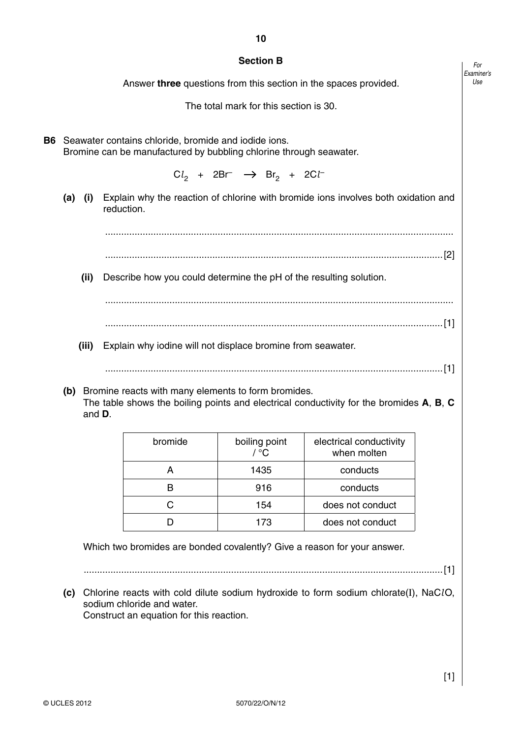## Section B

Answer **three** questions from this section in the spaces provided.

The total mark for this section is 30.

**B6** Seawater contains chloride, bromide and iodide ions.
Bromine can be manufactured by bubbling chlorine through seawater.

$$Cl_2 \ + \ 2Br^- \ \rightarrow \ Br_2 \ + \ 2Cl^-$$

**(a)** **(i)** Explain why the reaction of chlorine with bromide ions involves both oxidation and reduction.

..........................................................................................................................

..........................................................................................................................[2]

**(ii)** Describe how you could determine the pH of the resulting solution.

..........................................................................................................................

..........................................................................................................................[1]

**(iii)** Explain why iodine will not displace bromine from seawater.

..........................................................................................................................[1]

**(b)** Bromine reacts with many elements to form bromides.
The table shows the boiling points and electrical conductivity for the bromides **A**, **B**, **C** and **D**.

| bromide | boiling point / °C | electrical conductivity when molten |
|---|---|---|
| A | 1435 | conducts |
| B | 916 | conducts |
| C | 154 | does not conduct |
| D | 173 | does not conduct |

Which two bromides are bonded covalently? Give a reason for your answer.

..........................................................................................................................[1]

**(c)** Chlorine reacts with cold dilute sodium hydroxide to form sodium chlorate(I), $NaClO$, sodium chloride and water.
Construct an equation for this reaction.

[1]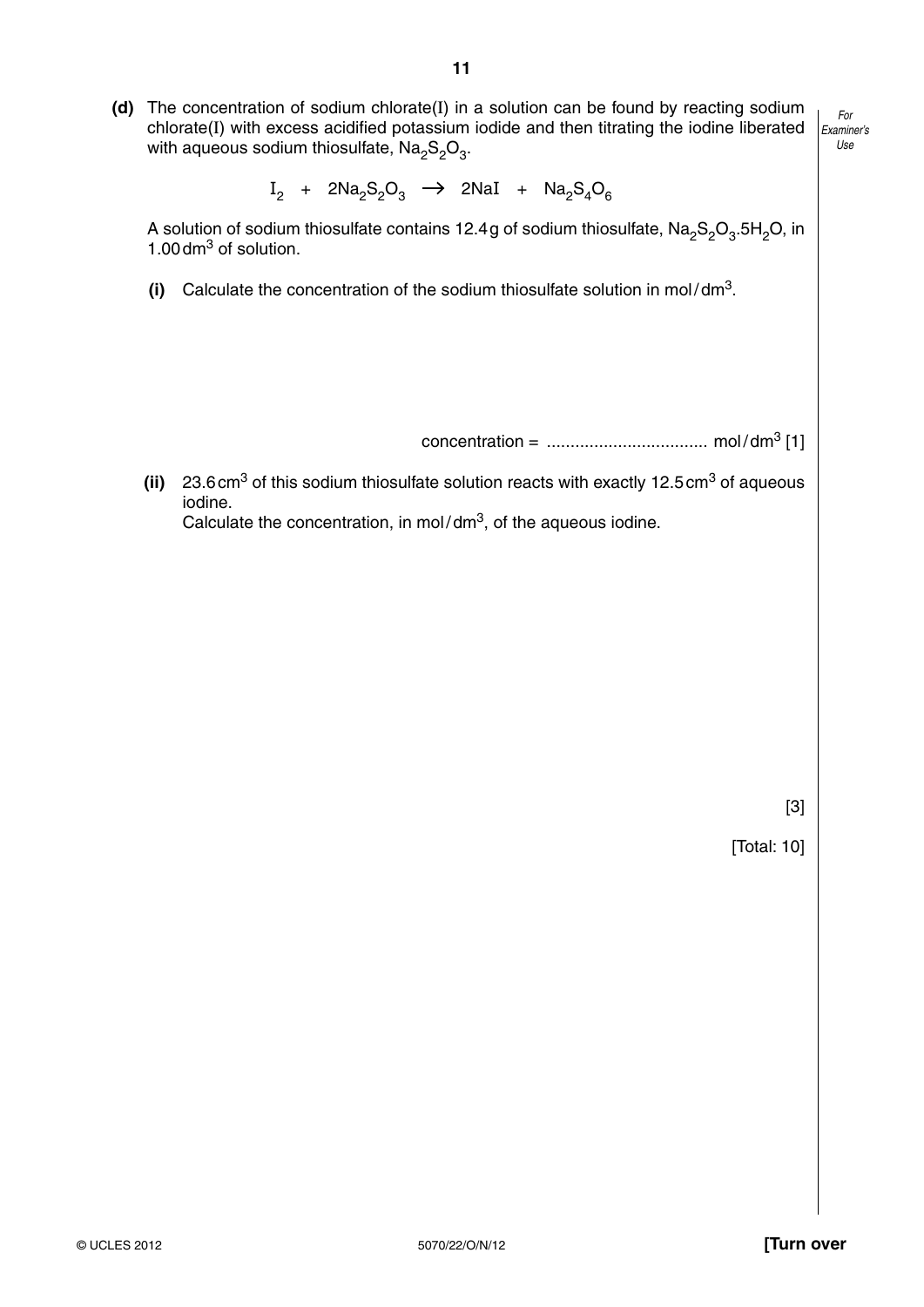**(d)** The concentration of sodium chlorate(I) in a solution can be found by reacting sodium chlorate(I) with excess acidified potassium iodide and then titrating the iodine liberated with aqueous sodium thiosulfate, $Na_2S_2O_3$.

$$I_2 + 2Na_2S_2O_3 \rightarrow 2NaI + Na_2S_4O_6$$

A solution of sodium thiosulfate contains 12.4 g of sodium thiosulfate, $Na_2S_2O_3.5H_2O$, in 1.00 $dm^3$ of solution.

**(i)** Calculate the concentration of the sodium thiosulfate solution in mol/$dm^3$.

concentration = .................................. mol/$dm^3$ [1]

**(ii)** 23.6 $cm^3$ of this sodium thiosulfate solution reacts with exactly 12.5 $cm^3$ of aqueous iodine.
Calculate the concentration, in mol/$dm^3$, of the aqueous iodine.

[3]

[Total: 10]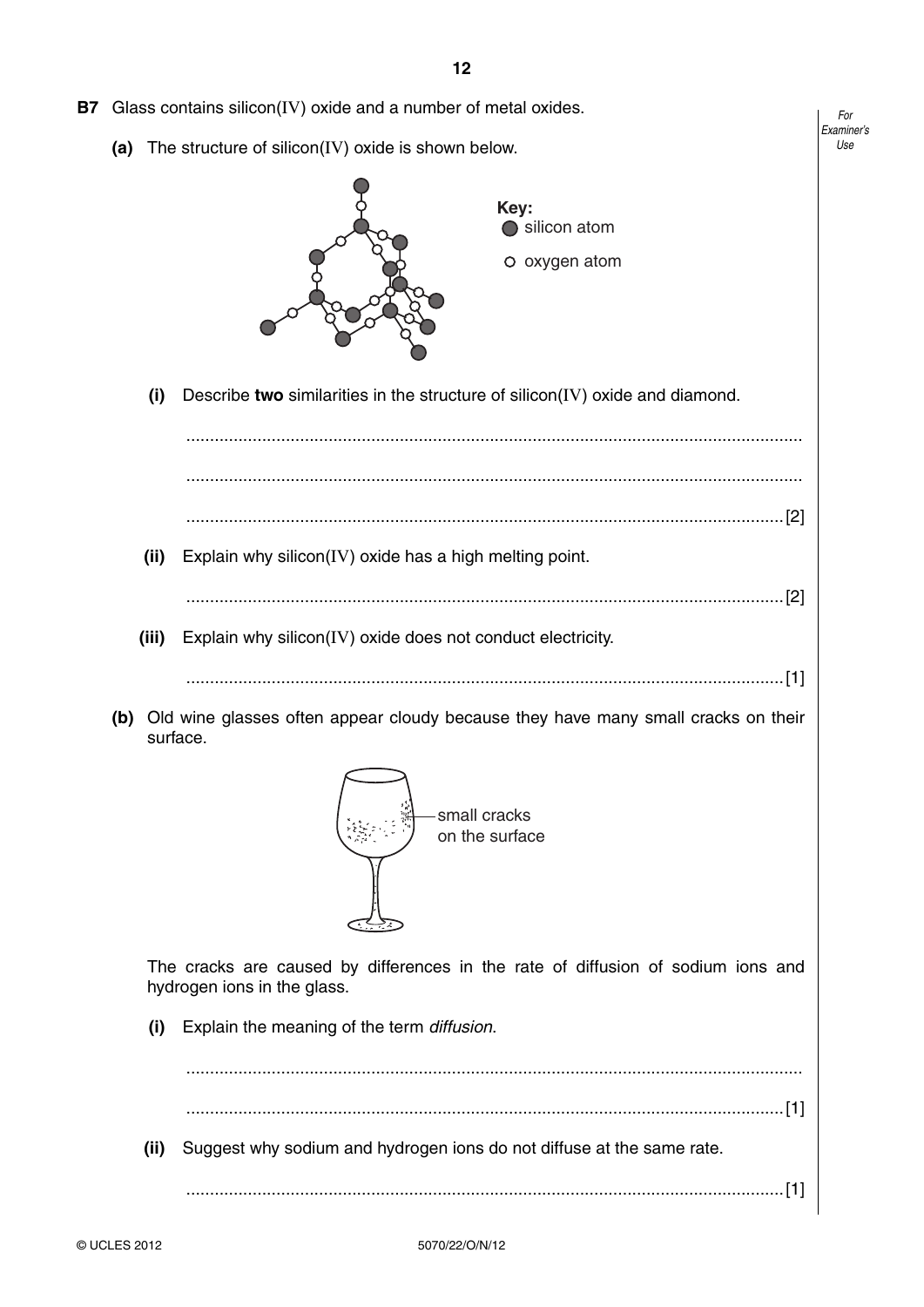**B7** Glass contains silicon(IV) oxide and a number of metal oxides.

**(a)** The structure of silicon(IV) oxide is shown below.

Key:
- silicon atom
- oxygen atom

**(i)** Describe **two** similarities in the structure of silicon(IV) oxide and diamond.

..........................................................................................................................................

..........................................................................................................................................

.................................................................................................................................... [2]

**(ii)** Explain why silicon(IV) oxide has a high melting point.

.................................................................................................................................... [2]

**(iii)** Explain why silicon(IV) oxide does not conduct electricity.

.................................................................................................................................... [1]

**(b)** Old wine glasses often appear cloudy because they have many small cracks on their surface.

small cracks on the surface

The cracks are caused by differences in the rate of diffusion of sodium ions and hydrogen ions in the glass.

**(i)** Explain the meaning of the term *diffusion*.

..........................................................................................................................................

.................................................................................................................................... [1]

**(ii)** Suggest why sodium and hydrogen ions do not diffuse at the same rate.

.................................................................................................................................... [1]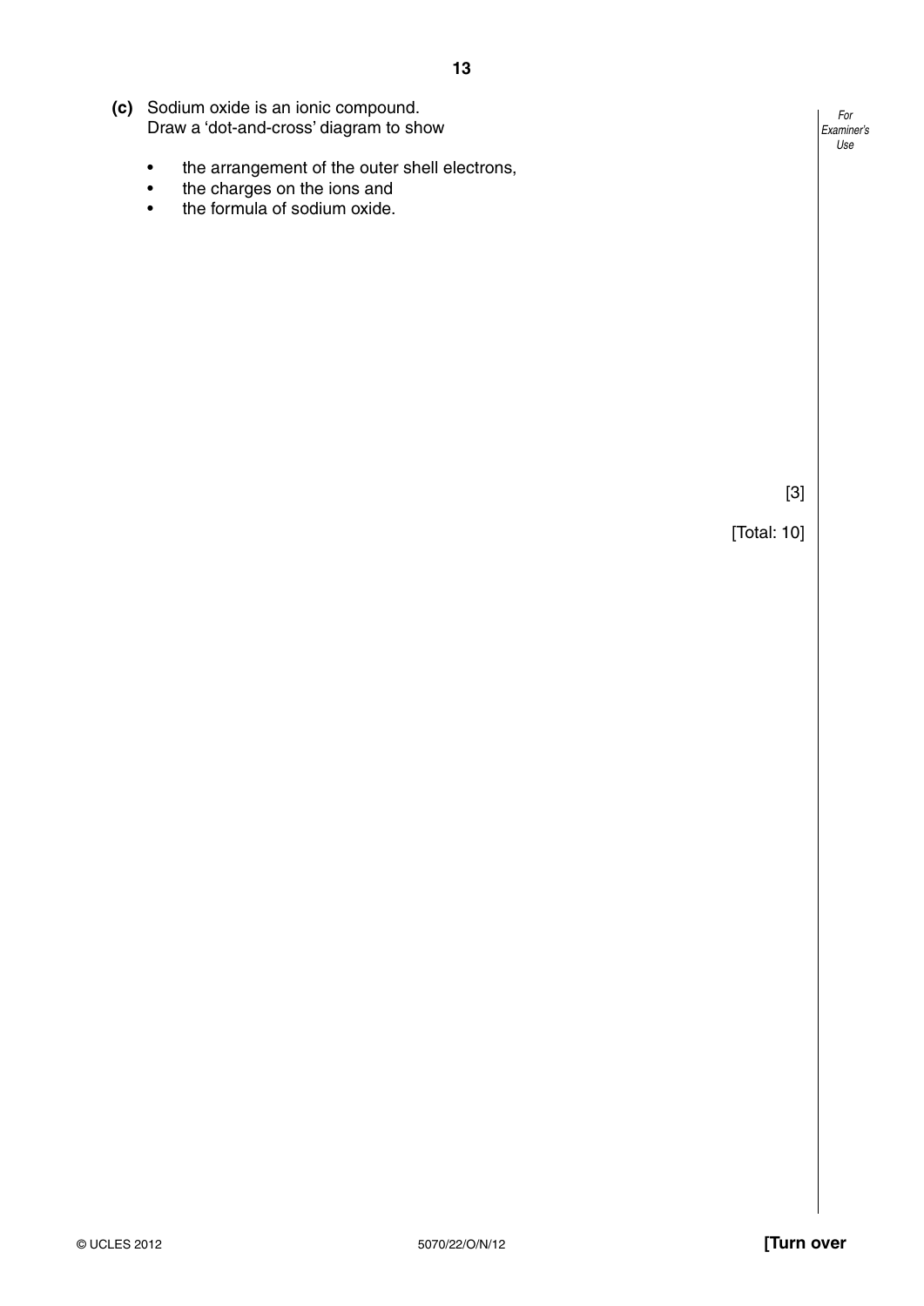**(c)** Sodium oxide is an ionic compound.
Draw a 'dot-and-cross' diagram to show

- the arrangement of the outer shell electrons,
- the charges on the ions and
- the formula of sodium oxide.

[3]

[Total: 10]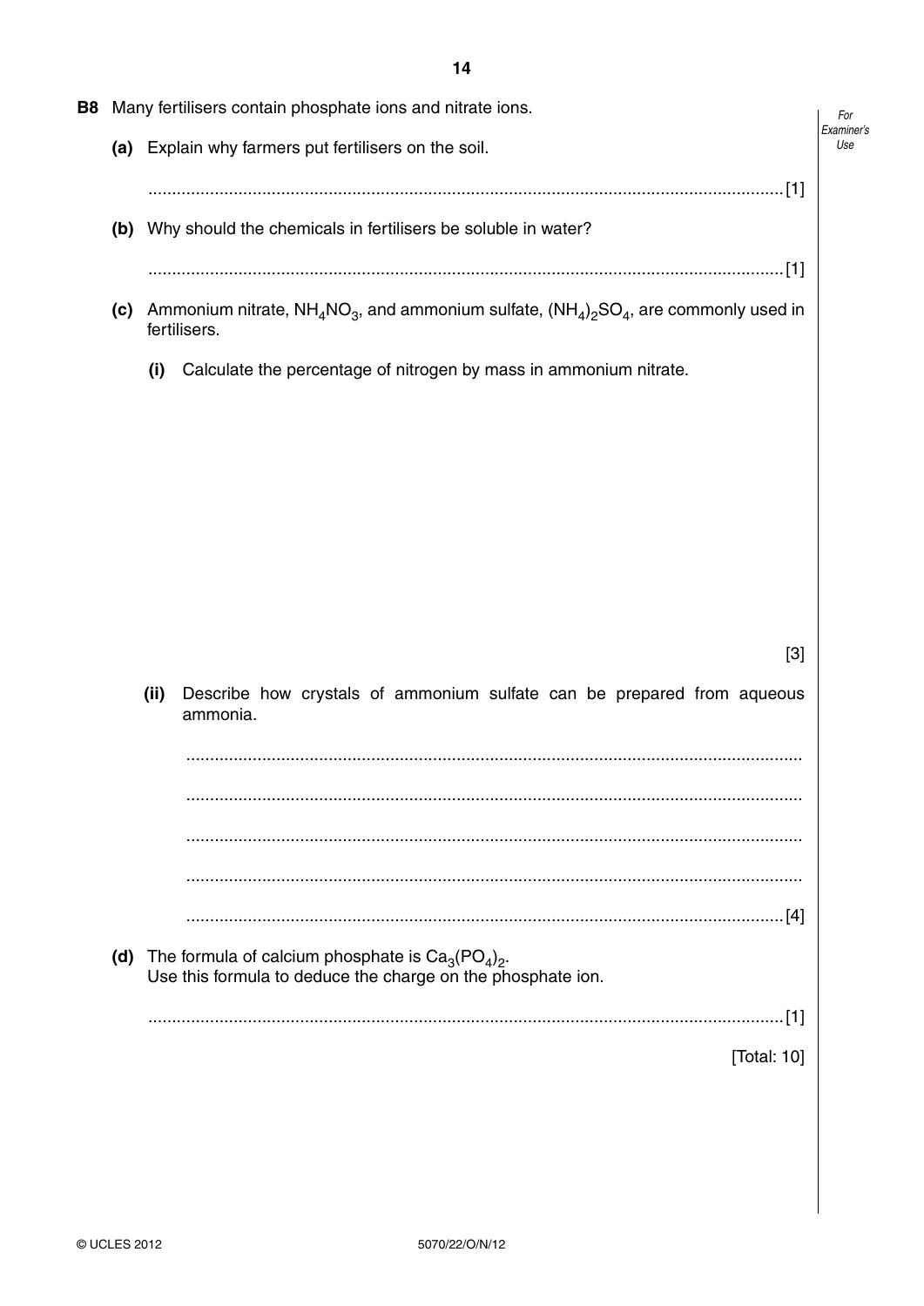**B8** Many fertilisers contain phosphate ions and nitrate ions.

**(a)** Explain why farmers put fertilisers on the soil.

.......................................................................................................................................[1]

**(b)** Why should the chemicals in fertilisers be soluble in water?

.......................................................................................................................................[1]

**(c)** Ammonium nitrate, $NH_4NO_3$, and ammonium sulfate, $(NH_4)_2SO_4$, are commonly used in fertilisers.

**(i)** Calculate the percentage of nitrogen by mass in ammonium nitrate.

[3]

**(ii)** Describe how crystals of ammonium sulfate can be prepared from aqueous ammonia.

.......................................................................................................................................

.......................................................................................................................................

.......................................................................................................................................

.......................................................................................................................................

.......................................................................................................................................[4]

**(d)** The formula of calcium phosphate is $Ca_3(PO_4)_2$.
Use this formula to deduce the charge on the phosphate ion.

.......................................................................................................................................[1]

[Total: 10]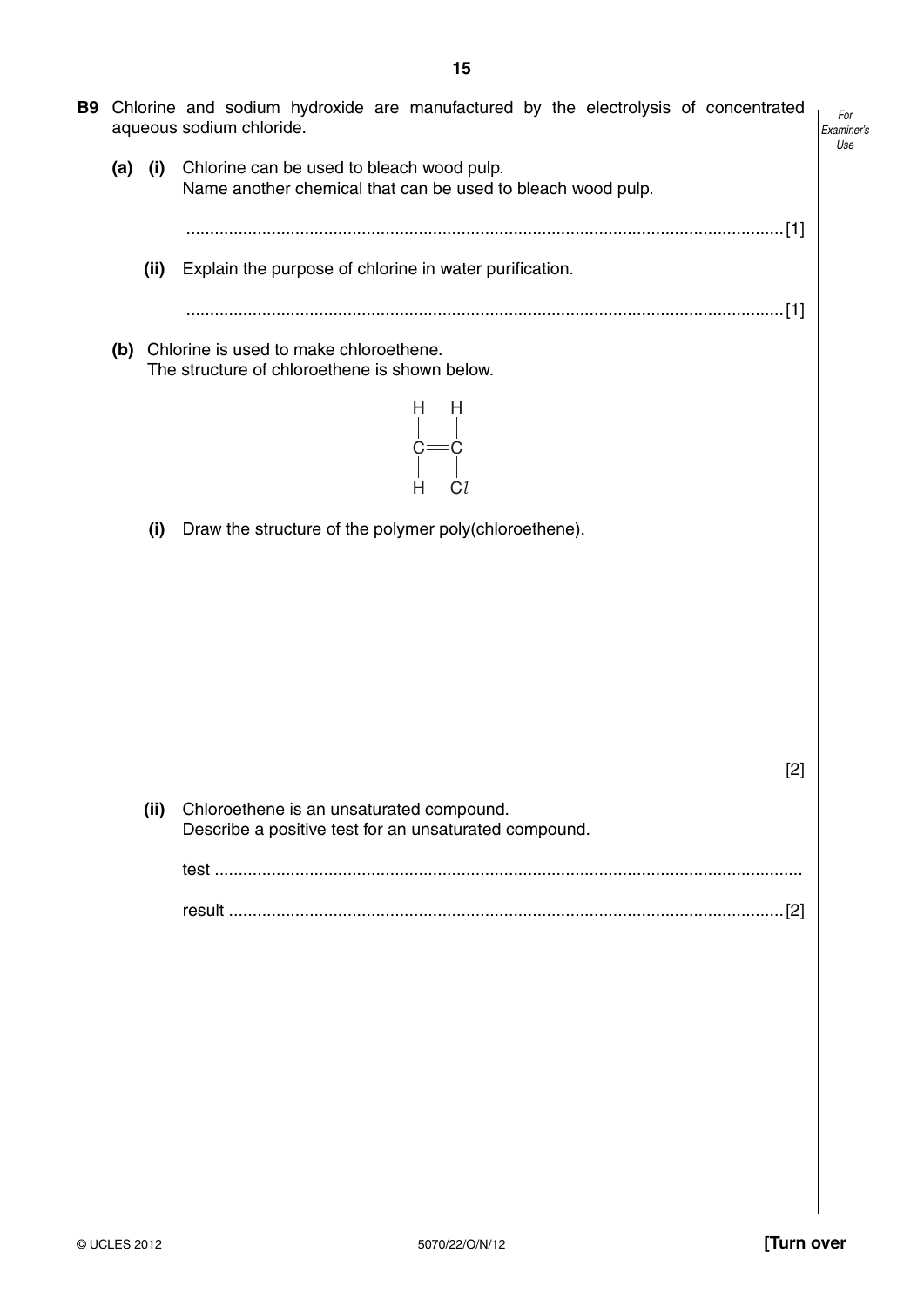**B9** Chlorine and sodium hydroxide are manufactured by the electrolysis of concentrated aqueous sodium chloride.

**(a)** **(i)** Chlorine can be used to bleach wood pulp.
Name another chemical that can be used to bleach wood pulp.

.............................................................................................................................. [1]

**(ii)** Explain the purpose of chlorine in water purification.

.............................................................................................................................. [1]

**(b)** Chlorine is used to make chloroethene.
The structure of chloroethene is shown below.

```
H   H
|   |
C = C
|   |
H   Cl
```

**(i)** Draw the structure of the polymer poly(chloroethene).

[2]

**(ii)** Chloroethene is an unsaturated compound.
Describe a positive test for an unsaturated compound.

test ..............................................................................................................................

result ..................................................................................................................... [2]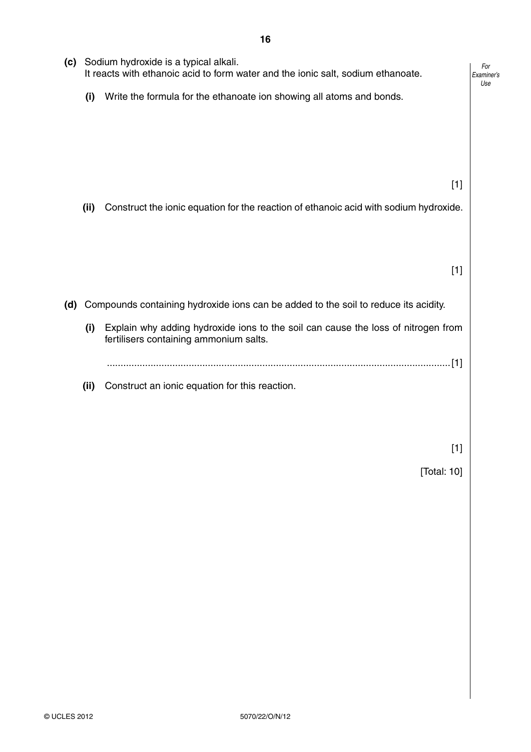**(c)** Sodium hydroxide is a typical alkali.
It reacts with ethanoic acid to form water and the ionic salt, sodium ethanoate.

**(i)** Write the formula for the ethanoate ion showing all atoms and bonds.

[1]

**(ii)** Construct the ionic equation for the reaction of ethanoic acid with sodium hydroxide.

[1]

**(d)** Compounds containing hydroxide ions can be added to the soil to reduce its acidity.

**(i)** Explain why adding hydroxide ions to the soil can cause the loss of nitrogen from fertilisers containing ammonium salts.

.............................................................................................................................[1]

**(ii)** Construct an ionic equation for this reaction.

[1]

[Total: 10]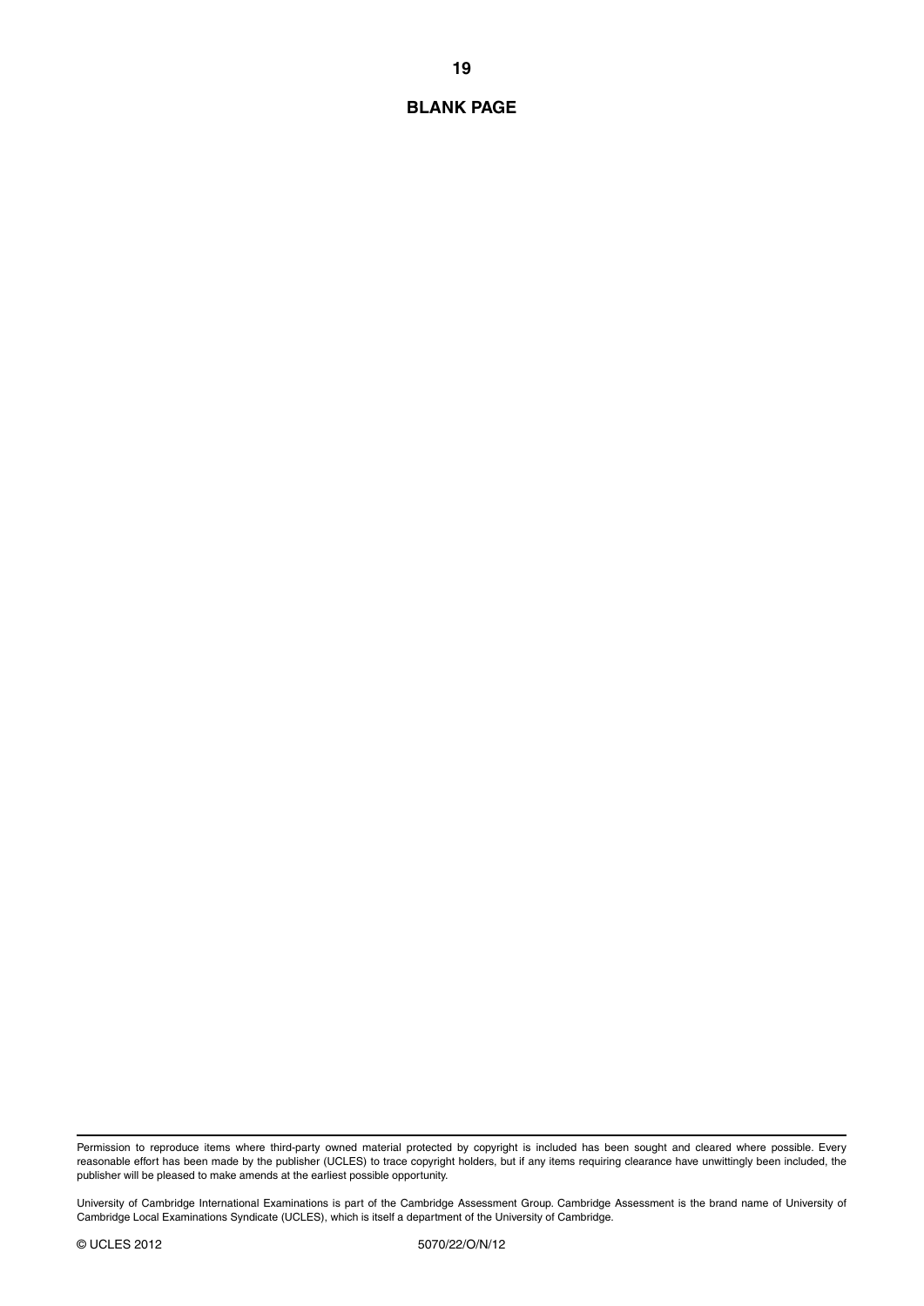**BLANK PAGE**

Permission to reproduce items where third-party owned material protected by copyright is included has been sought and cleared where possible. Every reasonable effort has been made by the publisher (UCLES) to trace copyright holders, but if any items requiring clearance have unwittingly been included, the publisher will be pleased to make amends at the earliest possible opportunity.

University of Cambridge International Examinations is part of the Cambridge Assessment Group. Cambridge Assessment is the brand name of University of Cambridge Local Examinations Syndicate (UCLES), which is itself a department of the University of Cambridge.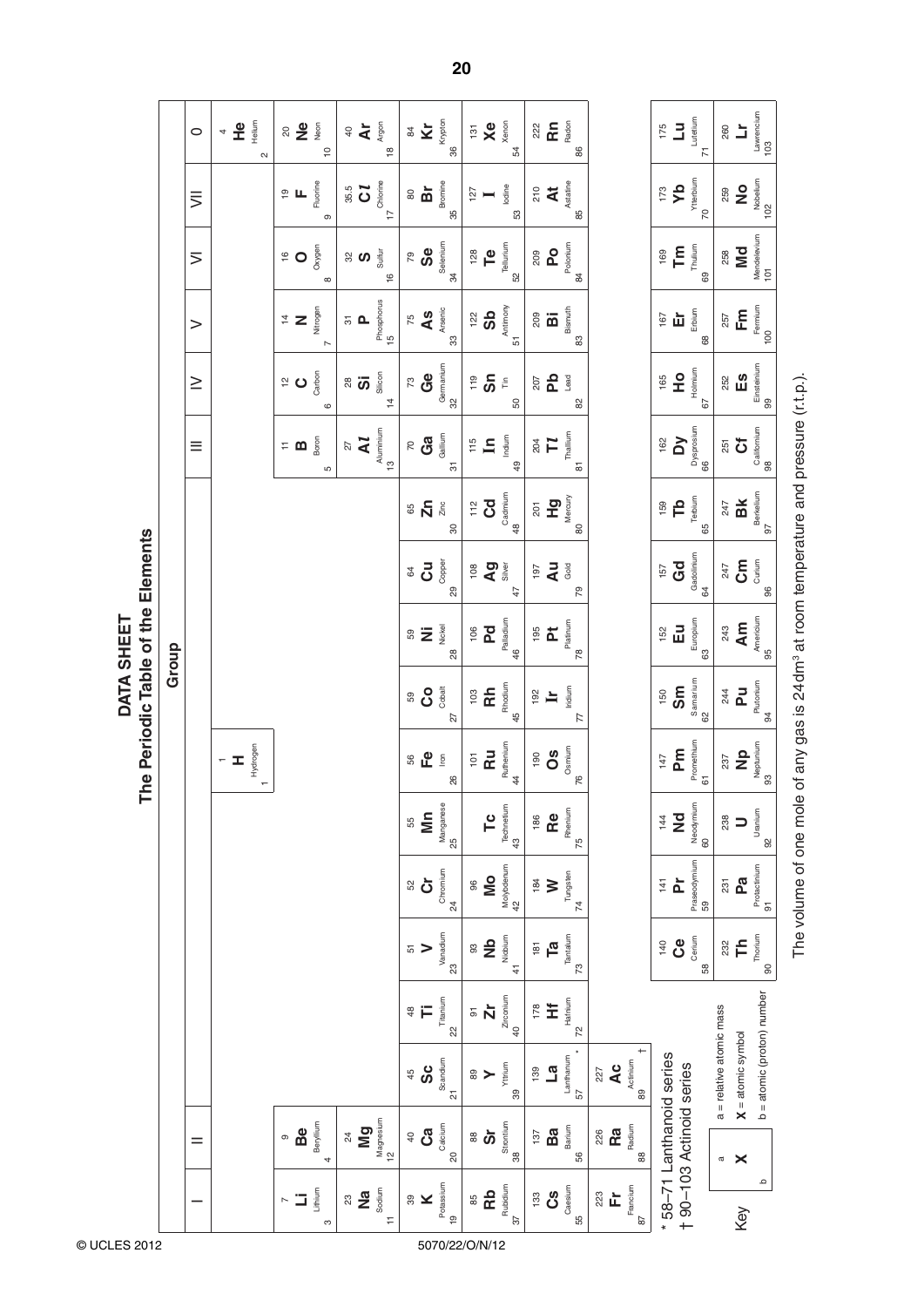# DATA SHEET

## The Periodic Table of the Elements

| Group | | | | | | | | | | | | | | | | | |
|---|---|---|---|---|---|---|---|---|---|---|---|---|---|---|---|---|---|
| I | II | | | | | | | | | | | III | IV | V | VI | VII | 0 |
| | | | | | | | 1 **H** Hydrogen 1 | | | | | | | | | | 4 **He** Helium 2 |
| 7 **Li** Lithium 3 | 9 **Be** Beryllium 4 | | | | | | | | | | | 11 **B** Boron 5 | 12 **C** Carbon 6 | 14 **N** Nitrogen 7 | 16 **O** Oxygen 8 | 19 **F** Fluorine 9 | 20 **Ne** Neon 10 |
| 23 **Na** Sodium 11 | 24 **Mg** Magnesium 12 | | | | | | | | | | | 27 **Al** Aluminium 13 | 28 **Si** Silicon 14 | 31 **P** Phosphorus 15 | 32 **S** Sulfur 16 | 35.5 **Cl** Chlorine 17 | 40 **Ar** Argon 18 |
| 39 **K** Potassium 19 | 40 **Ca** Calcium 20 | 45 **Sc** Scandium 21 | 48 **Ti** Titanium 22 | 51 **V** Vanadium 23 | 52 **Cr** Chromium 24 | 55 **Mn** Manganese 25 | 56 **Fe** Iron 26 | 59 **Co** Cobalt 27 | 59 **Ni** Nickel 28 | 64 **Cu** Copper 29 | 65 **Zn** Zinc 30 | 70 **Ga** Gallium 31 | 73 **Ge** Germanium 32 | 75 **As** Arsenic 33 | 79 **Se** Selenium 34 | 80 **Br** Bromine 35 | 84 **Kr** Krypton 36 |
| 85 **Rb** Rubidium 37 | 88 **Sr** Strontium 38 | 89 **Y** Yttrium 39 | 91 **Zr** Zirconium 40 | 93 **Nb** Niobium 41 | 96 **Mo** Molybdenum 42 | **Tc** Technetium 43 | 101 **Ru** Ruthenium 44 | 103 **Rh** Rhodium 45 | 106 **Pd** Palladium 46 | 108 **Ag** Silver 47 | 112 **Cd** Cadmium 48 | 115 **In** Indium 49 | 119 **Sn** Tin 50 | 122 **Sb** Antimony 51 | 128 **Te** Tellurium 52 | 127 **I** Iodine 53 | 131 **Xe** Xenon 54 |
| 133 **Cs** Caesium 55 | 137 **Ba** Barium 56 | 139 **La** Lanthanum 57 * | 178 **Hf** Hafnium 72 | 181 **Ta** Tantalum 73 | 184 **W** Tungsten 74 | 186 **Re** Rhenium 75 | 190 **Os** Osmium 76 | 192 **Ir** Iridium 77 | 195 **Pt** Platinum 78 | 197 **Au** Gold 79 | 201 **Hg** Mercury 80 | 204 **Tl** Thallium 81 | 207 **Pb** Lead 82 | 209 **Bi** Bismuth 83 | 209 **Po** Polonium 84 | 210 **At** Astatine 85 | 222 **Rn** Radon 86 |
| 223 **Fr** Francium 87 | 226 **Ra** Radium 88 | 227 **Ac** Actinium 89 † | | | | | | | | | | | | | | | |
| * 58–71 Lanthanoid series | | | | 140 **Ce** Cerium 58 | 141 **Pr** Praseodymium 59 | 144 **Nd** Neodymium 60 | 147 **Pm** Promethium 61 | 150 **Sm** Samarium 62 | 152 **Eu** Europium 63 | 157 **Gd** Gadolinium 64 | 159 **Tb** Terbium 65 | 162 **Dy** Dysprosium 66 | 165 **Ho** Holmium 67 | 167 **Er** Erbium 68 | 169 **Tm** Thulium 69 | 173 **Yb** Ytterbium 70 | 175 **Lu** Lutetium 71 |
| † 90–103 Actinoid series | | | | 232 **Th** Thorium 90 | 231 **Pa** Protactinium 91 | 238 **U** Uranium 92 | 237 **Np** Neptunium 93 | 244 **Pu** Plutonium 94 | 243 **Am** Americium 95 | 247 **Cm** Curium 96 | 247 **Bk** Berkelium 97 | 251 **Cf** Californium 98 | 252 **Es** Einsteinium 99 | 257 **Fm** Fermium 100 | 258 **Md** Mendelevium 101 | 259 **No** Nobelium 102 | 260 **Lr** Lawrencium 103 |

Key:

a
**X**
b

a = relative atomic mass
**X** = atomic symbol
b = atomic (proton) number

The volume of one mole of any gas is 24 $dm^3$ at room temperature and pressure (r.t.p.).